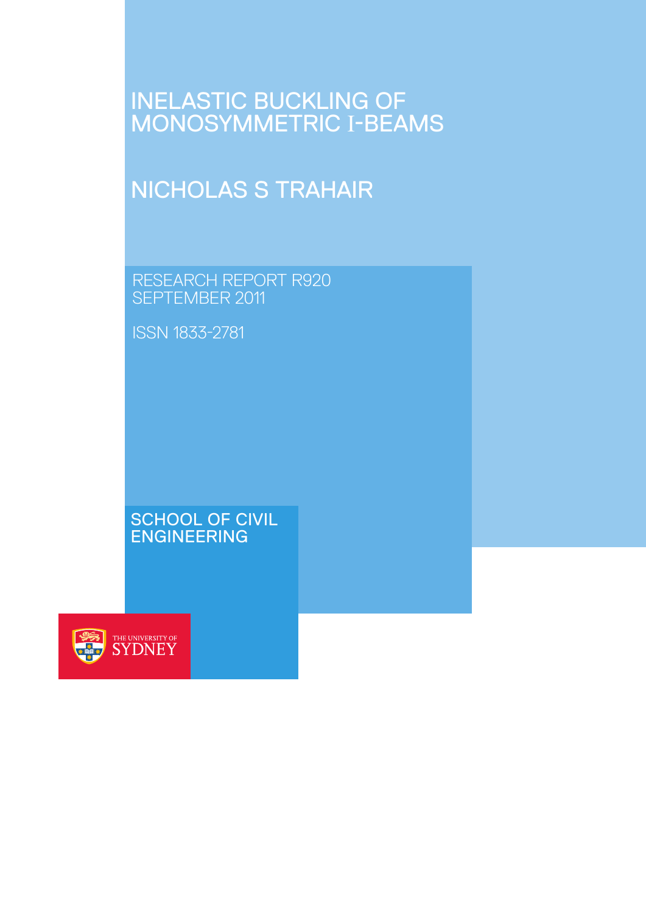# INELASTIC BUCKLING OF MONOSYMMETRIC I-BEAMS

## NICHOLAS S TRAHAIR

RESEARCH REPORT R920
SEPTEMBER 2011

ISSN 1833-2781

SCHOOL OF CIVIL ENGINEERING

THE UNIVERSITY OF SYDNEY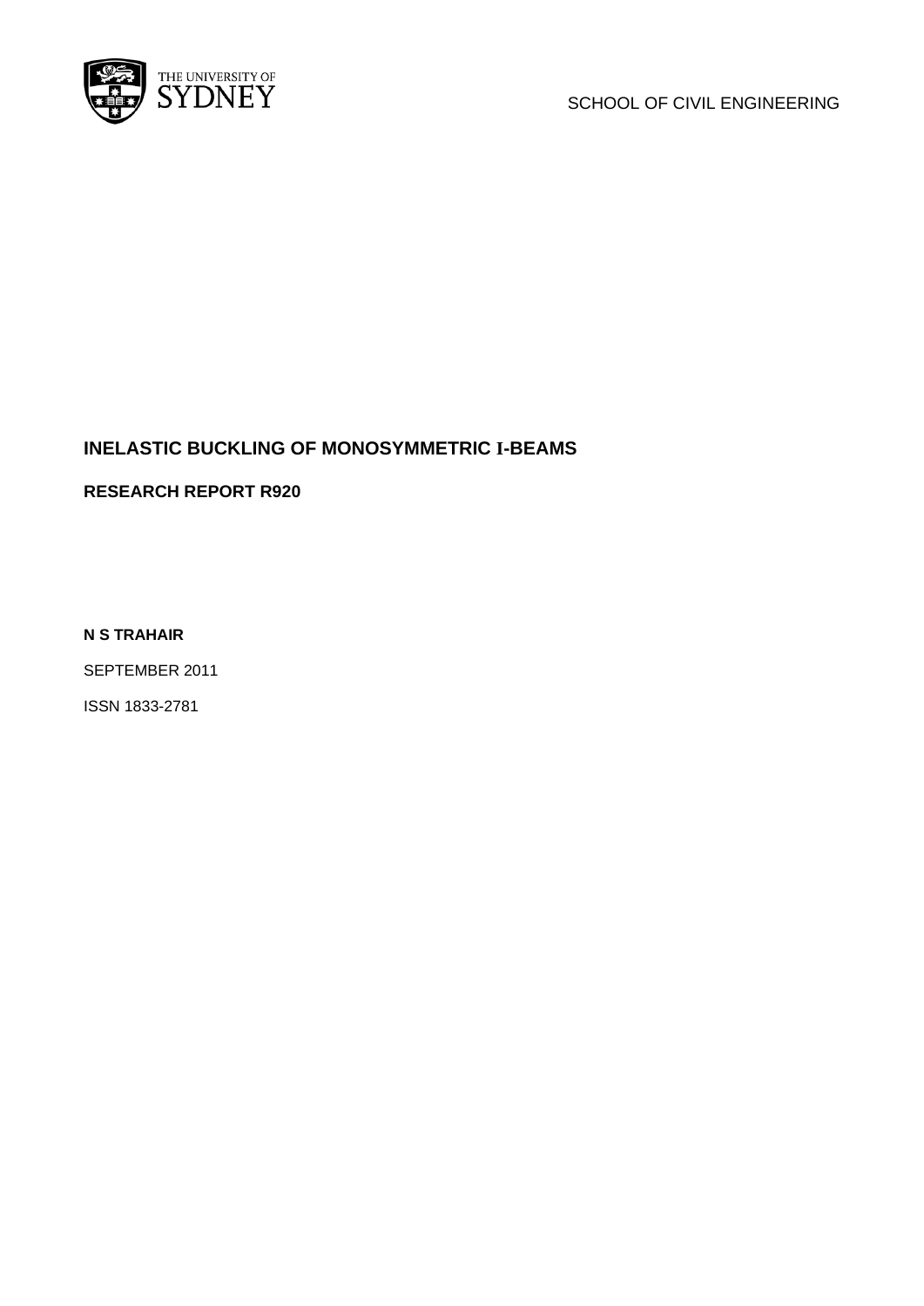THE UNIVERSITY OF SYDNEY

SCHOOL OF CIVIL ENGINEERING

# INELASTIC BUCKLING OF MONOSYMMETRIC I-BEAMS

## RESEARCH REPORT R920

**N S TRAHAIR**

SEPTEMBER 2011

ISSN 1833-2781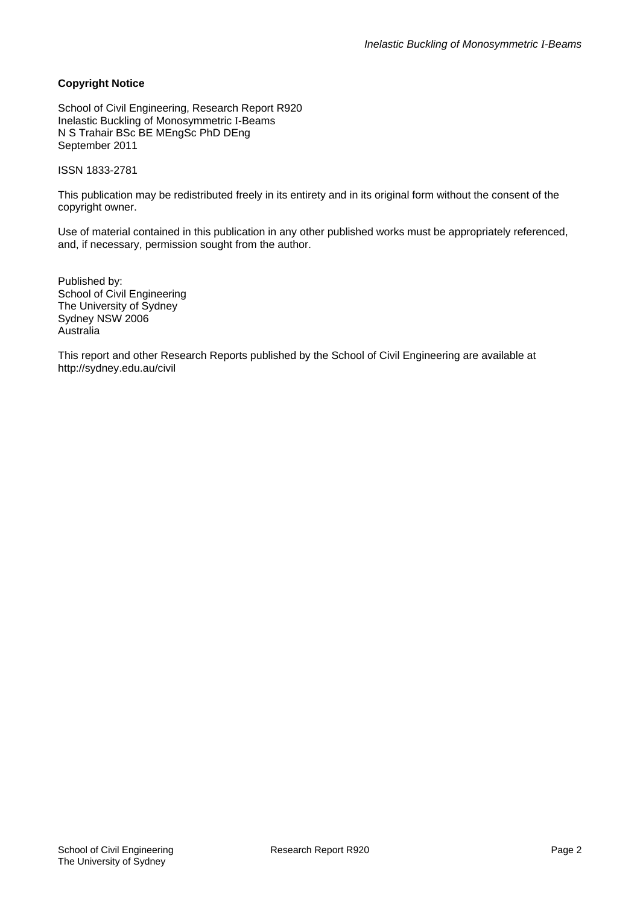**Copyright Notice**

School of Civil Engineering, Research Report R920
Inelastic Buckling of Monosymmetric I-Beams
N S Trahair BSc BE MEngSc PhD DEng
September 2011

ISSN 1833-2781

This publication may be redistributed freely in its entirety and in its original form without the consent of the copyright owner.

Use of material contained in this publication in any other published works must be appropriately referenced, and, if necessary, permission sought from the author.

Published by:
School of Civil Engineering
The University of Sydney
Sydney NSW 2006
Australia

This report and other Research Reports published by the School of Civil Engineering are available at http://sydney.edu.au/civil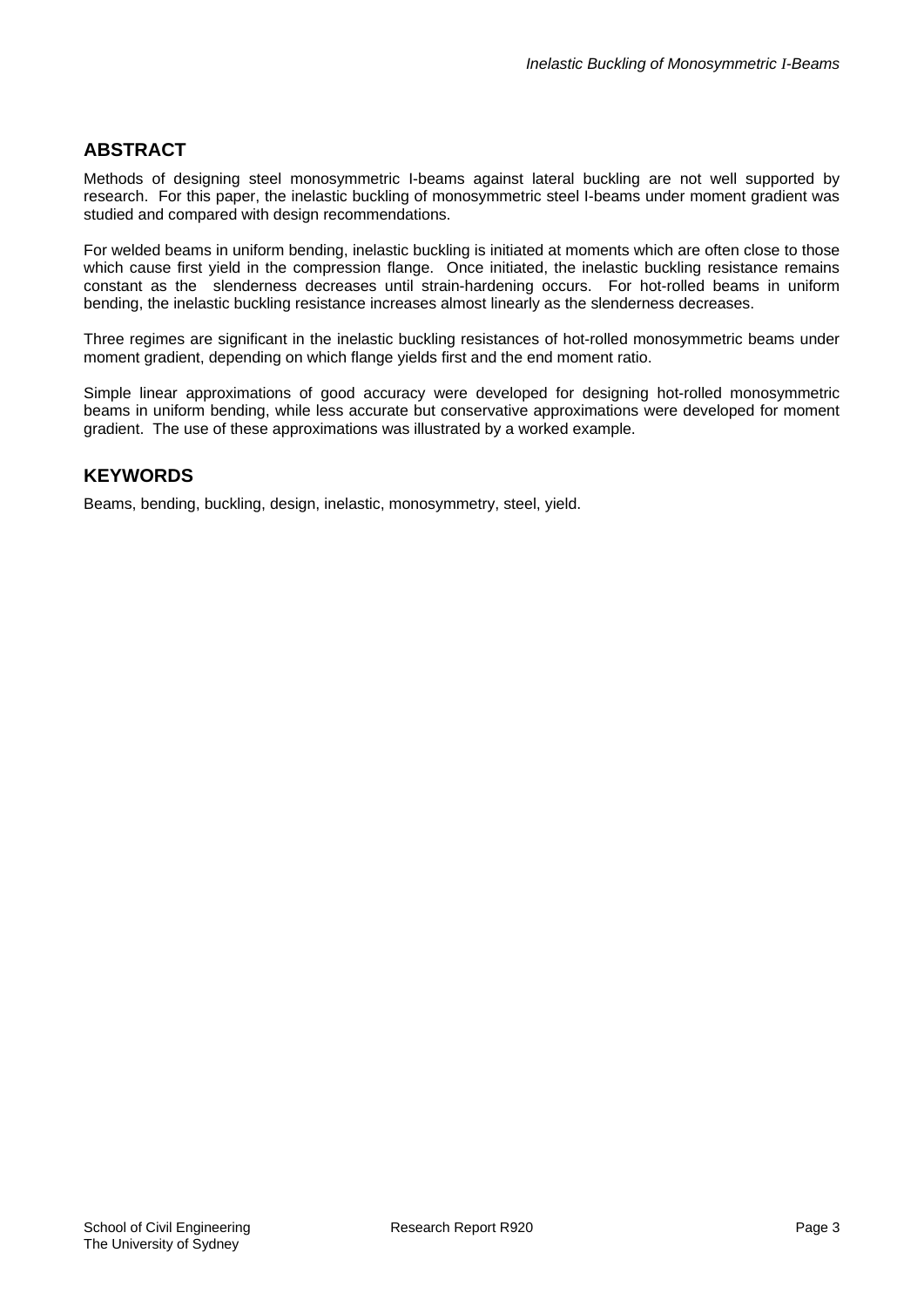## ABSTRACT

Methods of designing steel monosymmetric I-beams against lateral buckling are not well supported by research. For this paper, the inelastic buckling of monosymmetric steel I-beams under moment gradient was studied and compared with design recommendations.

For welded beams in uniform bending, inelastic buckling is initiated at moments which are often close to those which cause first yield in the compression flange. Once initiated, the inelastic buckling resistance remains constant as the slenderness decreases until strain-hardening occurs. For hot-rolled beams in uniform bending, the inelastic buckling resistance increases almost linearly as the slenderness decreases.

Three regimes are significant in the inelastic buckling resistances of hot-rolled monosymmetric beams under moment gradient, depending on which flange yields first and the end moment ratio.

Simple linear approximations of good accuracy were developed for designing hot-rolled monosymmetric beams in uniform bending, while less accurate but conservative approximations were developed for moment gradient. The use of these approximations was illustrated by a worked example.

## KEYWORDS

Beams, bending, buckling, design, inelastic, monosymmetry, steel, yield.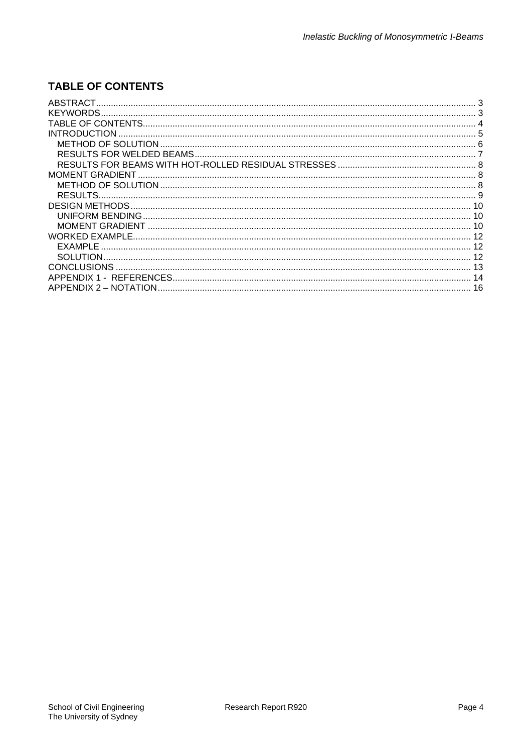## TABLE OF CONTENTS

ABSTRACT ... 3
KEYWORDS ... 3
TABLE OF CONTENTS ... 4
INTRODUCTION ... 5
  METHOD OF SOLUTION ... 6
  RESULTS FOR WELDED BEAMS ... 7
  RESULTS FOR BEAMS WITH HOT-ROLLED RESIDUAL STRESSES ... 8
MOMENT GRADIENT ... 8
  METHOD OF SOLUTION ... 8
  RESULTS ... 9
DESIGN METHODS ... 10
  UNIFORM BENDING ... 10
  MOMENT GRADIENT ... 10
WORKED EXAMPLE ... 12
  EXAMPLE ... 12
  SOLUTION ... 12
CONCLUSIONS ... 13
APPENDIX 1 - REFERENCES ... 14
APPENDIX 2 – NOTATION ... 16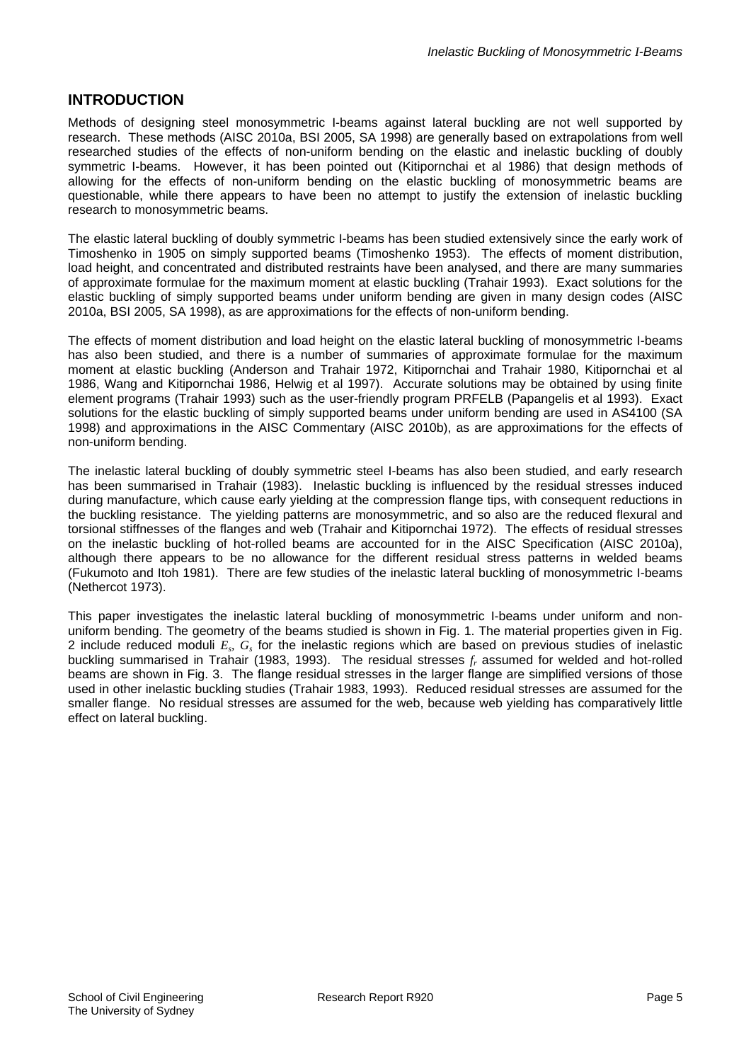## INTRODUCTION

Methods of designing steel monosymmetric I-beams against lateral buckling are not well supported by research. These methods (AISC 2010a, BSI 2005, SA 1998) are generally based on extrapolations from well researched studies of the effects of non-uniform bending on the elastic and inelastic buckling of doubly symmetric I-beams. However, it has been pointed out (Kitipornchai et al 1986) that design methods of allowing for the effects of non-uniform bending on the elastic buckling of monosymmetric beams are questionable, while there appears to have been no attempt to justify the extension of inelastic buckling research to monosymmetric beams.

The elastic lateral buckling of doubly symmetric I-beams has been studied extensively since the early work of Timoshenko in 1905 on simply supported beams (Timoshenko 1953). The effects of moment distribution, load height, and concentrated and distributed restraints have been analysed, and there are many summaries of approximate formulae for the maximum moment at elastic buckling (Trahair 1993). Exact solutions for the elastic buckling of simply supported beams under uniform bending are given in many design codes (AISC 2010a, BSI 2005, SA 1998), as are approximations for the effects of non-uniform bending.

The effects of moment distribution and load height on the elastic lateral buckling of monosymmetric I-beams has also been studied, and there is a number of summaries of approximate formulae for the maximum moment at elastic buckling (Anderson and Trahair 1972, Kitipornchai and Trahair 1980, Kitipornchai et al 1986, Wang and Kitipornchai 1986, Helwig et al 1997). Accurate solutions may be obtained by using finite element programs (Trahair 1993) such as the user-friendly program PRFELB (Papangelis et al 1993). Exact solutions for the elastic buckling of simply supported beams under uniform bending are used in AS4100 (SA 1998) and approximations in the AISC Commentary (AISC 2010b), as are approximations for the effects of non-uniform bending.

The inelastic lateral buckling of doubly symmetric steel I-beams has also been studied, and early research has been summarised in Trahair (1983). Inelastic buckling is influenced by the residual stresses induced during manufacture, which cause early yielding at the compression flange tips, with consequent reductions in the buckling resistance. The yielding patterns are monosymmetric, and so also are the reduced flexural and torsional stiffnesses of the flanges and web (Trahair and Kitipornchai 1972). The effects of residual stresses on the inelastic buckling of hot-rolled beams are accounted for in the AISC Specification (AISC 2010a), although there appears to be no allowance for the different residual stress patterns in welded beams (Fukumoto and Itoh 1981). There are few studies of the inelastic lateral buckling of monosymmetric I-beams (Nethercot 1973).

This paper investigates the inelastic lateral buckling of monosymmetric I-beams under uniform and non-uniform bending. The geometry of the beams studied is shown in Fig. 1. The material properties given in Fig. 2 include reduced moduli $E_s$, $G_s$ for the inelastic regions which are based on previous studies of inelastic buckling summarised in Trahair (1983, 1993). The residual stresses $f_r$ assumed for welded and hot-rolled beams are shown in Fig. 3. The flange residual stresses in the larger flange are simplified versions of those used in other inelastic buckling studies (Trahair 1983, 1993). Reduced residual stresses are assumed for the smaller flange. No residual stresses are assumed for the web, because web yielding has comparatively little effect on lateral buckling.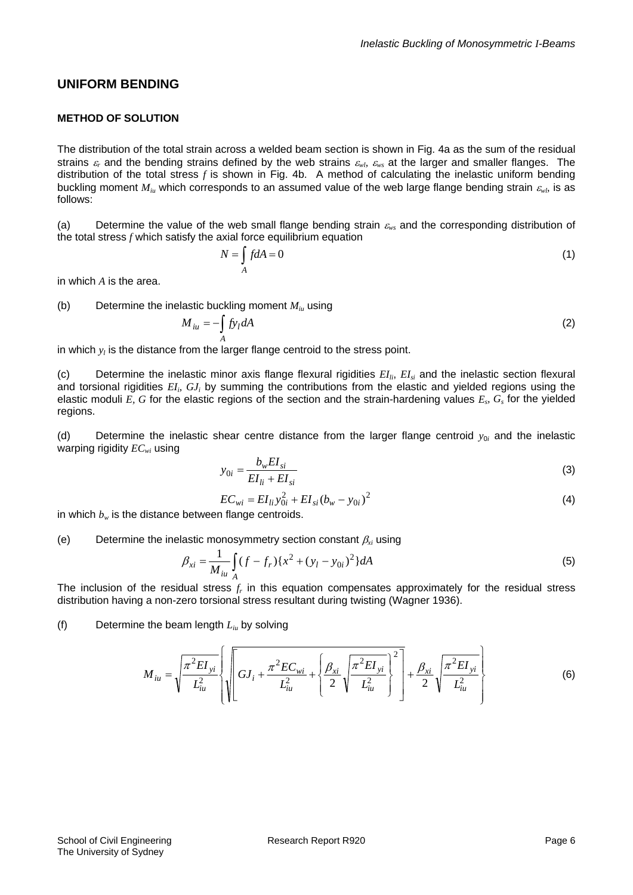## UNIFORM BENDING

### METHOD OF SOLUTION

The distribution of the total strain across a welded beam section is shown in Fig. 4a as the sum of the residual strains $\varepsilon_r$ and the bending strains defined by the web strains $\varepsilon_{wl}$, $\varepsilon_{ws}$ at the larger and smaller flanges. The distribution of the total stress $f$ is shown in Fig. 4b. A method of calculating the inelastic uniform bending buckling moment $M_{iu}$ which corresponds to an assumed value of the web large flange bending strain $\varepsilon_{wl}$, is as follows:

(a) Determine the value of the web small flange bending strain $\varepsilon_{ws}$ and the corresponding distribution of the total stress $f$ which satisfy the axial force equilibrium equation

$$N = \int_A f dA = 0 \tag{1}$$

in which $A$ is the area.

(b) Determine the inelastic buckling moment $M_{iu}$ using

$$M_{iu} = -\int_A f y_l dA \tag{2}$$

in which $y_l$ is the distance from the larger flange centroid to the stress point.

(c) Determine the inelastic minor axis flange flexural rigidities $EI_{li}$, $EI_{si}$ and the inelastic section flexural and torsional rigidities $EI_i$, $GJ_i$ by summing the contributions from the elastic and yielded regions using the elastic moduli $E$, $G$ for the elastic regions of the section and the strain-hardening values $E_s$, $G_s$ for the yielded regions.

(d) Determine the inelastic shear centre distance from the larger flange centroid $y_{0i}$ and the inelastic warping rigidity $EC_{wi}$ using

$$y_{0i} = \frac{b_w EI_{si}}{EI_{li} + EI_{si}} \tag{3}$$

$$EC_{wi} = EI_{li} y_{0i}^2 + EI_{si}(b_w - y_{0i})^2 \tag{4}$$

in which $b_w$ is the distance between flange centroids.

(e) Determine the inelastic monosymmetry section constant $\beta_{xi}$ using

$$\beta_{xi} = \frac{1}{M_{iu}} \int_A (f - f_r)\{x^2 + (y_l - y_{0i})^2\} dA \tag{5}$$

The inclusion of the residual stress $f_r$ in this equation compensates approximately for the residual stress distribution having a non-zero torsional stress resultant during twisting (Wagner 1936).

(f) Determine the beam length $L_{iu}$ by solving

$$M_{iu} = \sqrt{\frac{\pi^2 EI_{yi}}{L_{iu}^2}} \left\{ \sqrt{\left[ GJ_i + \frac{\pi^2 EC_{wi}}{L_{iu}^2} + \left\{ \frac{\beta_{xi}}{2} \sqrt{\frac{\pi^2 EI_{yi}}{L_{iu}^2}} \right\}^2 \right]} + \frac{\beta_{xi}}{2} \sqrt{\frac{\pi^2 EI_{yi}}{L_{iu}^2}} \right\} \tag{6}$$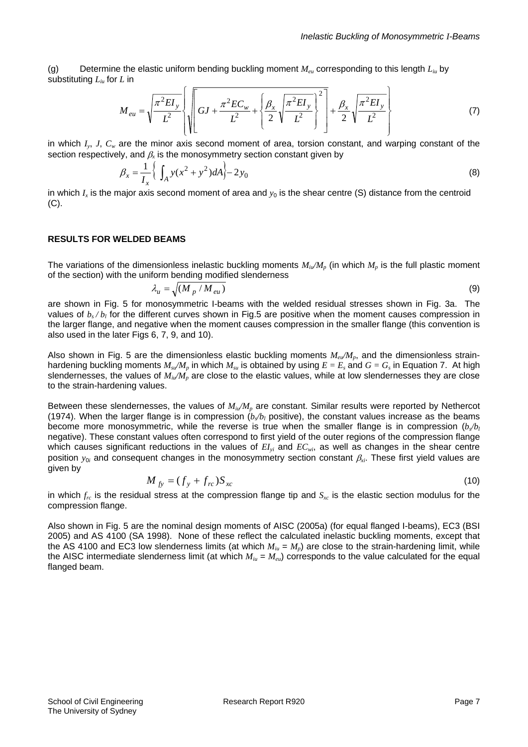(g) Determine the elastic uniform bending buckling moment $M_{eu}$ corresponding to this length $L_{iu}$ by substituting $L_{iu}$ for $L$ in

$$M_{eu} = \sqrt{\frac{\pi^2 EI_y}{L^2}} \left\{ \sqrt{\left[ GJ + \frac{\pi^2 EC_w}{L^2} + \left\{ \frac{\beta_x}{2} \sqrt{\frac{\pi^2 EI_y}{L^2}} \right\}^2 \right]} + \frac{\beta_x}{2} \sqrt{\frac{\pi^2 EI_y}{L^2}} \right\} \tag{7}$$

in which $I_y$, $J$, $C_w$ are the minor axis second moment of area, torsion constant, and warping constant of the section respectively, and $\beta_x$ is the monosymmetry section constant given by

$$\beta_x = \frac{1}{I_x} \left\{ \int_A y(x^2 + y^2) dA \right\} - 2y_0 \tag{8}$$

in which $I_x$ is the major axis second moment of area and $y_0$ is the shear centre (S) distance from the centroid (C).

## RESULTS FOR WELDED BEAMS

The variations of the dimensionless inelastic buckling moments $M_{iu}/M_p$ (in which $M_p$ is the full plastic moment of the section) with the uniform bending modified slenderness

$$\lambda_u = \sqrt{(M_p / M_{eu})} \tag{9}$$

are shown in Fig. 5 for monosymmetric I-beams with the welded residual stresses shown in Fig. 3a. The values of $b_s / b_l$ for the different curves shown in Fig.5 are positive when the moment causes compression in the larger flange, and negative when the moment causes compression in the smaller flange (this convention is also used in the later Figs 6, 7, 9, and 10).

Also shown in Fig. 5 are the dimensionless elastic buckling moments $M_{eu}/M_p$, and the dimensionless strain-hardening buckling moments $M_{su}/M_p$ in which $M_{su}$ is obtained by using $E = E_s$ and $G = G_s$ in Equation 7. At high slendernesses, the values of $M_{iu}/M_p$ are close to the elastic values, while at low slendernesses they are close to the strain-hardening values.

Between these slendernesses, the values of $M_{iu}/M_p$ are constant. Similar results were reported by Nethercot (1974). When the larger flange is in compression ($b_s/b_l$ positive), the constant values increase as the beams become more monosymmetric, while the reverse is true when the smaller flange is in compression ($b_s/b_l$ negative). These constant values often correspond to first yield of the outer regions of the compression flange which causes significant reductions in the values of $EI_{yi}$ and $EC_{wi}$, as well as changes in the shear centre position $y_{0i}$ and consequent changes in the monosymmetry section constant $\beta_{xi}$. These first yield values are given by

$$M_{fy} = (f_y + f_{rc}) S_{xc} \tag{10}$$

in which $f_{rc}$ is the residual stress at the compression flange tip and $S_{xc}$ is the elastic section modulus for the compression flange.

Also shown in Fig. 5 are the nominal design moments of AISC (2005a) (for equal flanged I-beams), EC3 (BSI 2005) and AS 4100 (SA 1998). None of these reflect the calculated inelastic buckling moments, except that the AS 4100 and EC3 low slenderness limits (at which $M_{iu} = M_p$) are close to the strain-hardening limit, while the AISC intermediate slenderness limit (at which $M_{iu} = M_{eu}$) corresponds to the value calculated for the equal flanged beam.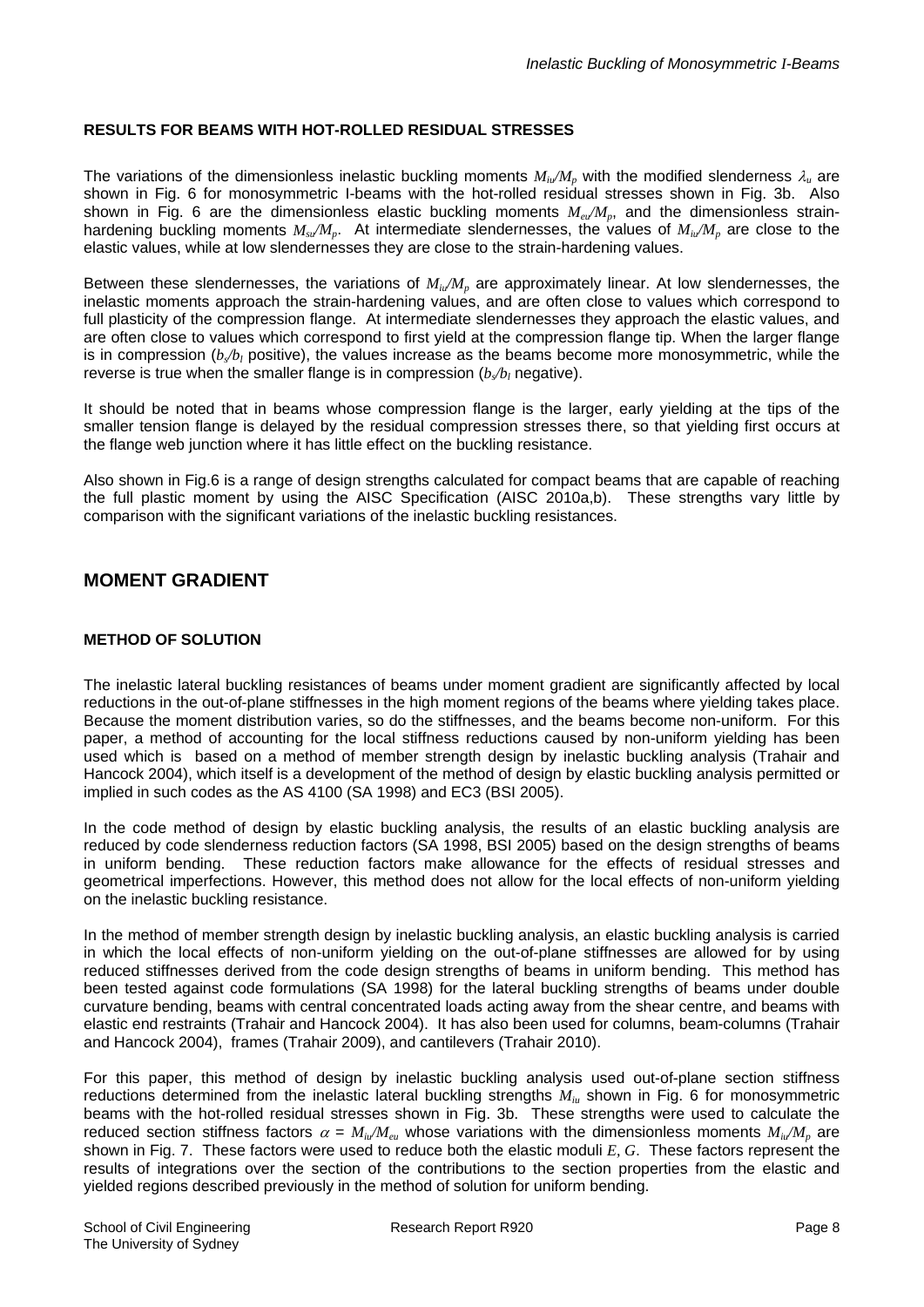### RESULTS FOR BEAMS WITH HOT-ROLLED RESIDUAL STRESSES

The variations of the dimensionless inelastic buckling moments $M_{iu}/M_p$ with the modified slenderness $\lambda_u$ are shown in Fig. 6 for monosymmetric I-beams with the hot-rolled residual stresses shown in Fig. 3b. Also shown in Fig. 6 are the dimensionless elastic buckling moments $M_{eu}/M_p$, and the dimensionless strain-hardening buckling moments $M_{su}/M_p$. At intermediate slendernesses, the values of $M_{iu}/M_p$ are close to the elastic values, while at low slendernesses they are close to the strain-hardening values.

Between these slendernesses, the variations of $M_{iu}/M_p$ are approximately linear. At low slendernesses, the inelastic moments approach the strain-hardening values, and are often close to values which correspond to full plasticity of the compression flange. At intermediate slendernesses they approach the elastic values, and are often close to values which correspond to first yield at the compression flange tip. When the larger flange is in compression ($b_s/b_l$ positive), the values increase as the beams become more monosymmetric, while the reverse is true when the smaller flange is in compression ($b_s/b_l$ negative).

It should be noted that in beams whose compression flange is the larger, early yielding at the tips of the smaller tension flange is delayed by the residual compression stresses there, so that yielding first occurs at the flange web junction where it has little effect on the buckling resistance.

Also shown in Fig.6 is a range of design strengths calculated for compact beams that are capable of reaching the full plastic moment by using the AISC Specification (AISC 2010a,b). These strengths vary little by comparison with the significant variations of the inelastic buckling resistances.

## MOMENT GRADIENT

### METHOD OF SOLUTION

The inelastic lateral buckling resistances of beams under moment gradient are significantly affected by local reductions in the out-of-plane stiffnesses in the high moment regions of the beams where yielding takes place. Because the moment distribution varies, so do the stiffnesses, and the beams become non-uniform. For this paper, a method of accounting for the local stiffness reductions caused by non-uniform yielding has been used which is based on a method of member strength design by inelastic buckling analysis (Trahair and Hancock 2004), which itself is a development of the method of design by elastic buckling analysis permitted or implied in such codes as the AS 4100 (SA 1998) and EC3 (BSI 2005).

In the code method of design by elastic buckling analysis, the results of an elastic buckling analysis are reduced by code slenderness reduction factors (SA 1998, BSI 2005) based on the design strengths of beams in uniform bending. These reduction factors make allowance for the effects of residual stresses and geometrical imperfections. However, this method does not allow for the local effects of non-uniform yielding on the inelastic buckling resistance.

In the method of member strength design by inelastic buckling analysis, an elastic buckling analysis is carried in which the local effects of non-uniform yielding on the out-of-plane stiffnesses are allowed for by using reduced stiffnesses derived from the code design strengths of beams in uniform bending. This method has been tested against code formulations (SA 1998) for the lateral buckling strengths of beams under double curvature bending, beams with central concentrated loads acting away from the shear centre, and beams with elastic end restraints (Trahair and Hancock 2004). It has also been used for columns, beam-columns (Trahair and Hancock 2004), frames (Trahair 2009), and cantilevers (Trahair 2010).

For this paper, this method of design by inelastic buckling analysis used out-of-plane section stiffness reductions determined from the inelastic lateral buckling strengths $M_{iu}$ shown in Fig. 6 for monosymmetric beams with the hot-rolled residual stresses shown in Fig. 3b. These strengths were used to calculate the reduced section stiffness factors $\alpha = M_{iu}/M_{eu}$ whose variations with the dimensionless moments $M_{iu}/M_p$ are shown in Fig. 7. These factors were used to reduce both the elastic moduli $E$, $G$. These factors represent the results of integrations over the section of the contributions to the section properties from the elastic and yielded regions described previously in the method of solution for uniform bending.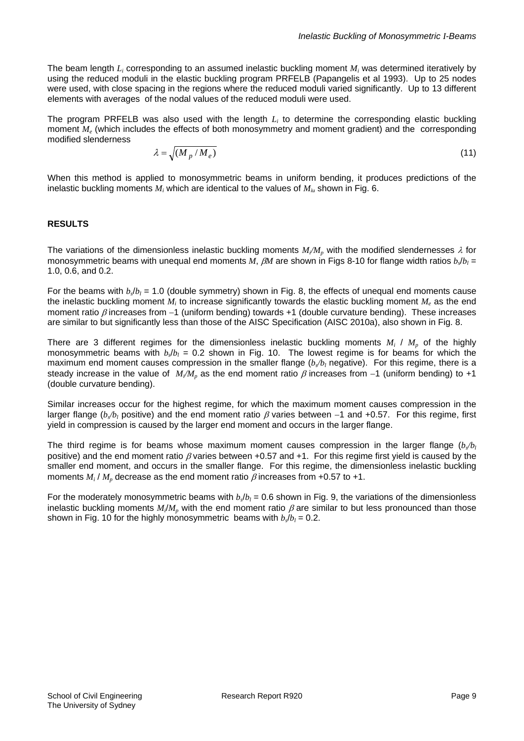The beam length $L_i$ corresponding to an assumed inelastic buckling moment $M_i$ was determined iteratively by using the reduced moduli in the elastic buckling program PRFELB (Papangelis et al 1993). Up to 25 nodes were used, with close spacing in the regions where the reduced moduli varied significantly. Up to 13 different elements with averages of the nodal values of the reduced moduli were used.

The program PRFELB was also used with the length $L_i$ to determine the corresponding elastic buckling moment $M_e$ (which includes the effects of both monosymmetry and moment gradient) and the corresponding modified slenderness

$$\lambda = \sqrt{(M_p / M_e)} \tag{11}$$

When this method is applied to monosymmetric beams in uniform bending, it produces predictions of the inelastic buckling moments $M_i$ which are identical to the values of $M_{iu}$ shown in Fig. 6.

## RESULTS

The variations of the dimensionless inelastic buckling moments $M_i/M_p$ with the modified slendernesses $\lambda$ for monosymmetric beams with unequal end moments $M$, $\beta M$ are shown in Figs 8-10 for flange width ratios $b_s/b_l$ = 1.0, 0.6, and 0.2.

For the beams with $b_s/b_l$ = 1.0 (double symmetry) shown in Fig. 8, the effects of unequal end moments cause the inelastic buckling moment $M_i$ to increase significantly towards the elastic buckling moment $M_e$ as the end moment ratio $\beta$ increases from $-1$ (uniform bending) towards +1 (double curvature bending). These increases are similar to but significantly less than those of the AISC Specification (AISC 2010a), also shown in Fig. 8.

There are 3 different regimes for the dimensionless inelastic buckling moments $M_i$ / $M_p$ of the highly monosymmetric beams with $b_s/b_l$ = 0.2 shown in Fig. 10. The lowest regime is for beams for which the maximum end moment causes compression in the smaller flange ($b_s/b_l$ negative). For this regime, there is a steady increase in the value of $M_i/M_p$ as the end moment ratio $\beta$ increases from $-1$ (uniform bending) to +1 (double curvature bending).

Similar increases occur for the highest regime, for which the maximum moment causes compression in the larger flange ($b_s/b_l$ positive) and the end moment ratio $\beta$ varies between $-1$ and +0.57. For this regime, first yield in compression is caused by the larger end moment and occurs in the larger flange.

The third regime is for beams whose maximum moment causes compression in the larger flange ($b_s/b_l$ positive) and the end moment ratio $\beta$ varies between +0.57 and +1. For this regime first yield is caused by the smaller end moment, and occurs in the smaller flange. For this regime, the dimensionless inelastic buckling moments $M_i$ / $M_p$ decrease as the end moment ratio $\beta$ increases from +0.57 to +1.

For the moderately monosymmetric beams with $b_s/b_l$ = 0.6 shown in Fig. 9, the variations of the dimensionless inelastic buckling moments $M_i/M_p$ with the end moment ratio $\beta$ are similar to but less pronounced than those shown in Fig. 10 for the highly monosymmetric beams with $b_s/b_l$ = 0.2.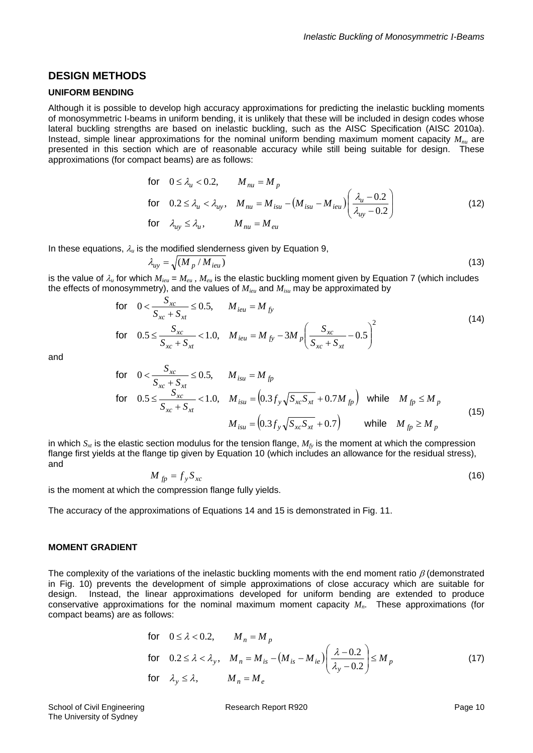## DESIGN METHODS

### UNIFORM BENDING

Although it is possible to develop high accuracy approximations for predicting the inelastic buckling moments of monosymmetric I-beams in uniform bending, it is unlikely that these will be included in design codes whose lateral buckling strengths are based on inelastic buckling, such as the AISC Specification (AISC 2010a). Instead, simple linear approximations for the nominal uniform bending maximum moment capacity $M_{nu}$ are presented in this section which are of reasonable accuracy while still being suitable for design. These approximations (for compact beams) are as follows:

$$
\begin{aligned}
&\text{for} \quad 0 \le \lambda_u < 0.2, \quad M_{nu} = M_p \\
&\text{for} \quad 0.2 \le \lambda_u < \lambda_{uy}, \quad M_{nu} = M_{isu} - \left(M_{isu} - M_{ieu}\right)\left(\frac{\lambda_u - 0.2}{\lambda_{uy} - 0.2}\right) \\
&\text{for} \quad \lambda_{uy} \le \lambda_u, \quad M_{nu} = M_{eu}
\end{aligned}
\tag{12}
$$

In these equations, $\lambda_u$ is the modified slenderness given by Equation 9,

$$
\lambda_{uy} = \sqrt{(M_p / M_{ieu})}
\tag{13}
$$

is the value of $\lambda_u$ for which $M_{ieu} = M_{eu}$ , $M_{eu}$ is the elastic buckling moment given by Equation 7 (which includes the effects of monosymmetry), and the values of $M_{ieu}$ and $M_{isu}$ may be approximated by

$$
\begin{aligned}
&\text{for} \quad 0 < \frac{S_{xc}}{S_{xc} + S_{xt}} \le 0.5, \quad M_{ieu} = M_{fy} \\
&\text{for} \quad 0.5 \le \frac{S_{xc}}{S_{xc} + S_{xt}} < 1.0, \quad M_{ieu} = M_{fy} - 3M_p\left(\frac{S_{xc}}{S_{xc} + S_{xt}} - 0.5\right)^2
\end{aligned}
\tag{14}
$$

and

$$
\begin{aligned}
&\text{for} \quad 0 < \frac{S_{xc}}{S_{xc} + S_{xt}} \le 0.5, \quad M_{isu} = M_{fp} \\
&\text{for} \quad 0.5 \le \frac{S_{xc}}{S_{xc} + S_{xt}} < 1.0, \quad M_{isu} = \left(0.3 f_y \sqrt{S_{xc} S_{xt}} + 0.7 M_{fp}\right) \quad \text{while} \quad M_{fp} \le M_p \\
&\qquad\qquad\qquad\qquad\qquad\quad M_{isu} = \left(0.3 f_y \sqrt{S_{xc} S_{xt}} + 0.7\right) \quad \text{while} \quad M_{fp} \ge M_p
\end{aligned}
\tag{15}
$$

in which $S_{xt}$ is the elastic section modulus for the tension flange, $M_{fy}$ is the moment at which the compression flange first yields at the flange tip given by Equation 10 (which includes an allowance for the residual stress), and

$$
M_{fp} = f_y S_{xc}
\tag{16}
$$

is the moment at which the compression flange fully yields.

The accuracy of the approximations of Equations 14 and 15 is demonstrated in Fig. 11.

### MOMENT GRADIENT

The complexity of the variations of the inelastic buckling moments with the end moment ratio $\beta$ (demonstrated in Fig. 10) prevents the development of simple approximations of close accuracy which are suitable for design. Instead, the linear approximations developed for uniform bending are extended to produce conservative approximations for the nominal maximum moment capacity $M_n$. These approximations (for compact beams) are as follows:

$$
\begin{aligned}
&\text{for} \quad 0 \le \lambda < 0.2, \quad M_n = M_p \\
&\text{for} \quad 0.2 \le \lambda < \lambda_y, \quad M_n = M_{is} - \left(M_{is} - M_{ie}\right)\left(\frac{\lambda - 0.2}{\lambda_y - 0.2}\right) \le M_p \\
&\text{for} \quad \lambda_y \le \lambda, \quad M_n = M_e
\end{aligned}
\tag{17}
$$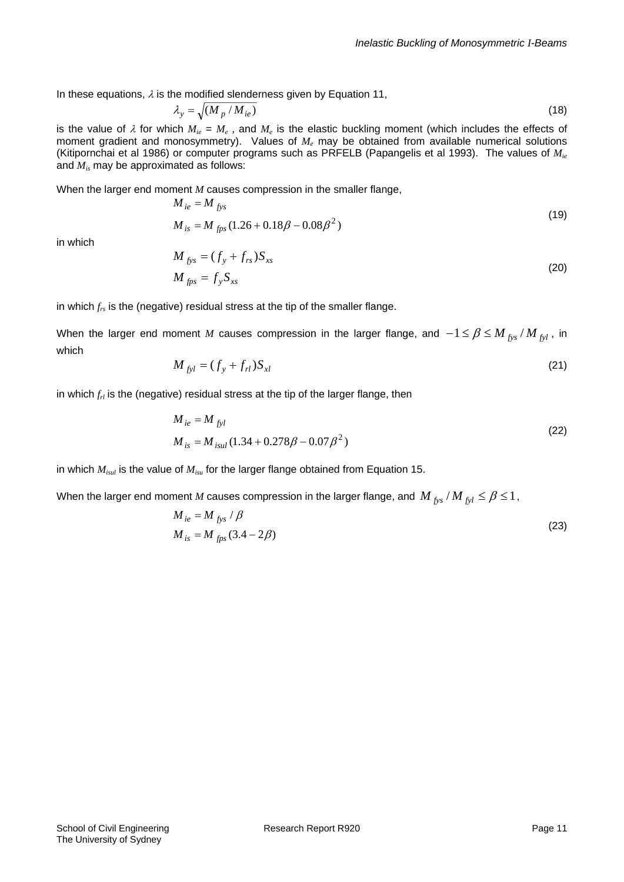In these equations, $\lambda$ is the modified slenderness given by Equation 11,

$$\lambda_y = \sqrt{(M_p / M_{ie})} \tag{18}$$

is the value of $\lambda$ for which $M_{ie} = M_e$ , and $M_e$ is the elastic buckling moment (which includes the effects of moment gradient and monosymmetry). Values of $M_e$ may be obtained from available numerical solutions (Kitipornchai et al 1986) or computer programs such as PRFELB (Papangelis et al 1993). The values of $M_{ie}$ and $M_{is}$ may be approximated as follows:

When the larger end moment $M$ causes compression in the smaller flange,

$$\begin{aligned} M_{ie} &= M_{fys} \\ M_{is} &= M_{fps}(1.26 + 0.18\beta - 0.08\beta^2) \end{aligned} \tag{19}$$

in which

$$\begin{aligned} M_{fys} &= (f_y + f_{rs})S_{xs} \\ M_{fps} &= f_y S_{xs} \end{aligned} \tag{20}$$

in which $f_{rs}$ is the (negative) residual stress at the tip of the smaller flange.

When the larger end moment $M$ causes compression in the larger flange, and $-1 \le \beta \le M_{fys} / M_{fyl}$ , in which

$$M_{fyl} = (f_y + f_{rl})S_{xl} \tag{21}$$

in which $f_{rl}$ is the (negative) residual stress at the tip of the larger flange, then

$$\begin{aligned} M_{ie} &= M_{fyl} \\ M_{is} &= M_{isul}(1.34 + 0.278\beta - 0.07\beta^2) \end{aligned} \tag{22}$$

in which $M_{isul}$ is the value of $M_{isu}$ for the larger flange obtained from Equation 15.

When the larger end moment $M$ causes compression in the larger flange, and $M_{fys} / M_{fyl} \le \beta \le 1$,

$$\begin{aligned} M_{ie} &= M_{fys} / \beta \\ M_{is} &= M_{fps}(3.4 - 2\beta) \end{aligned} \tag{23}$$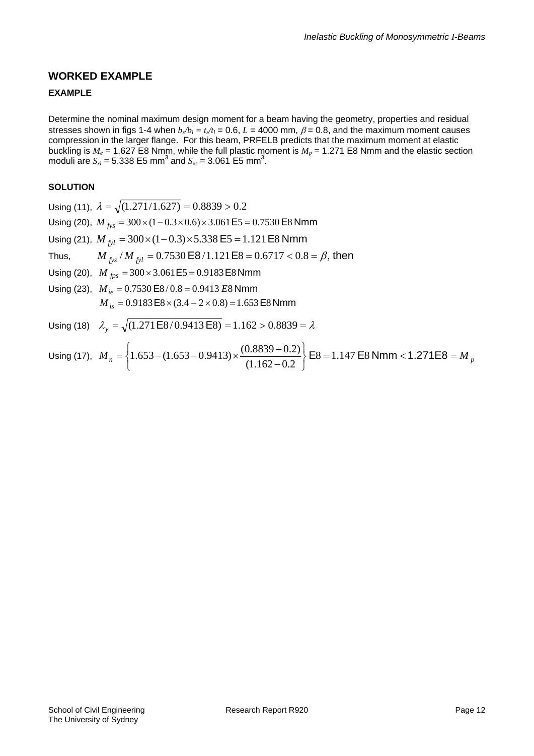## WORKED EXAMPLE

### EXAMPLE

Determine the nominal maximum design moment for a beam having the geometry, properties and residual stresses shown in figs 1-4 when $b_s/b_l = t_s/t_l$ = 0.6, $L$ = 4000 mm, $\beta$ = 0.8, and the maximum moment causes compression in the larger flange. For this beam, PRFELB predicts that the maximum moment at elastic buckling is $M_e$ = 1.627 E8 Nmm, while the full plastic moment is $M_p$ = 1.271 E8 Nmm and the elastic section moduli are $S_{xl}$ = 5.338 E5 mm$^3$ and $S_{xs}$ = 3.061 E5 mm$^3$.

### SOLUTION

Using (11), $\lambda = \sqrt{(1.271/1.627)} = 0.8839 > 0.2$

Using (20), $M_{fys} = 300 \times (1 - 0.3 \times 0.6) \times 3.061\text{E}5 = 0.7530\,\text{E}8$ Nmm

Using (21), $M_{fyl} = 300 \times (1 - 0.3) \times 5.338\,\text{E}5 = 1.121\,\text{E}8$ Nmm

Thus, $M_{fys} / M_{fyl} = 0.7530\,\text{E}8 / 1.121\,\text{E}8 = 0.6717 < 0.8 = \beta$, then

Using (20), $M_{fps} = 300 \times 3.061\text{E}5 = 0.9183\,\text{E}8$ Nmm

Using (23), $M_{ie} = 0.7530\,\text{E}8 / 0.8 = 0.9413\,E8$ Nmm

$M_{is} = 0.9183\,\text{E}8 \times (3.4 - 2 \times 0.8) = 1.653\,\text{E}8$ Nmm

Using (18) $\lambda_y = \sqrt{(1.271\,\text{E}8 / 0.9413\,\text{E}8)} = 1.162 > 0.8839 = \lambda$

Using (17), $M_n = \left\{ 1.653 - (1.653 - 0.9413) \times \dfrac{(0.8839 - 0.2)}{(1.162 - 0.2} \right\} \text{E}8 = 1.147\,\text{E}8 \text{ Nmm} < 1.271\text{E}8 = M_p$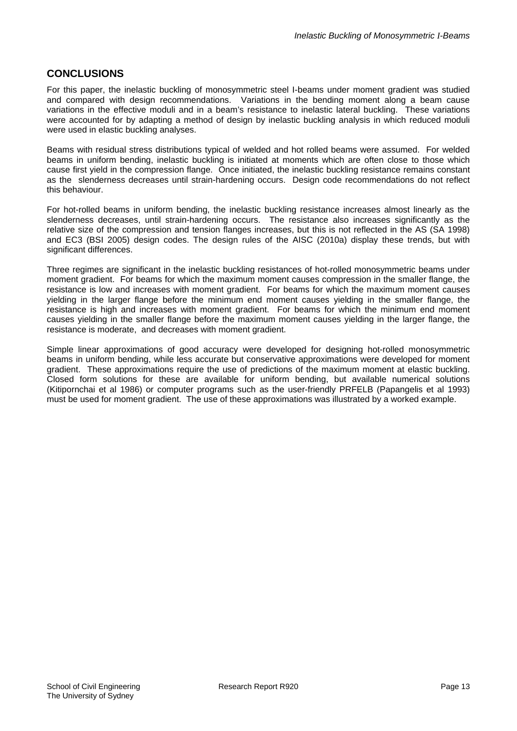## CONCLUSIONS

For this paper, the inelastic buckling of monosymmetric steel I-beams under moment gradient was studied and compared with design recommendations. Variations in the bending moment along a beam cause variations in the effective moduli and in a beam's resistance to inelastic lateral buckling. These variations were accounted for by adapting a method of design by inelastic buckling analysis in which reduced moduli were used in elastic buckling analyses.

Beams with residual stress distributions typical of welded and hot rolled beams were assumed. For welded beams in uniform bending, inelastic buckling is initiated at moments which are often close to those which cause first yield in the compression flange. Once initiated, the inelastic buckling resistance remains constant as the slenderness decreases until strain-hardening occurs. Design code recommendations do not reflect this behaviour.

For hot-rolled beams in uniform bending, the inelastic buckling resistance increases almost linearly as the slenderness decreases, until strain-hardening occurs. The resistance also increases significantly as the relative size of the compression and tension flanges increases, but this is not reflected in the AS (SA 1998) and EC3 (BSI 2005) design codes. The design rules of the AISC (2010a) display these trends, but with significant differences.

Three regimes are significant in the inelastic buckling resistances of hot-rolled monosymmetric beams under moment gradient. For beams for which the maximum moment causes compression in the smaller flange, the resistance is low and increases with moment gradient. For beams for which the maximum moment causes yielding in the larger flange before the minimum end moment causes yielding in the smaller flange, the resistance is high and increases with moment gradient. For beams for which the minimum end moment causes yielding in the smaller flange before the maximum moment causes yielding in the larger flange, the resistance is moderate, and decreases with moment gradient.

Simple linear approximations of good accuracy were developed for designing hot-rolled monosymmetric beams in uniform bending, while less accurate but conservative approximations were developed for moment gradient. These approximations require the use of predictions of the maximum moment at elastic buckling. Closed form solutions for these are available for uniform bending, but available numerical solutions (Kitipornchai et al 1986) or computer programs such as the user-friendly PRFELB (Papangelis et al 1993) must be used for moment gradient. The use of these approximations was illustrated by a worked example.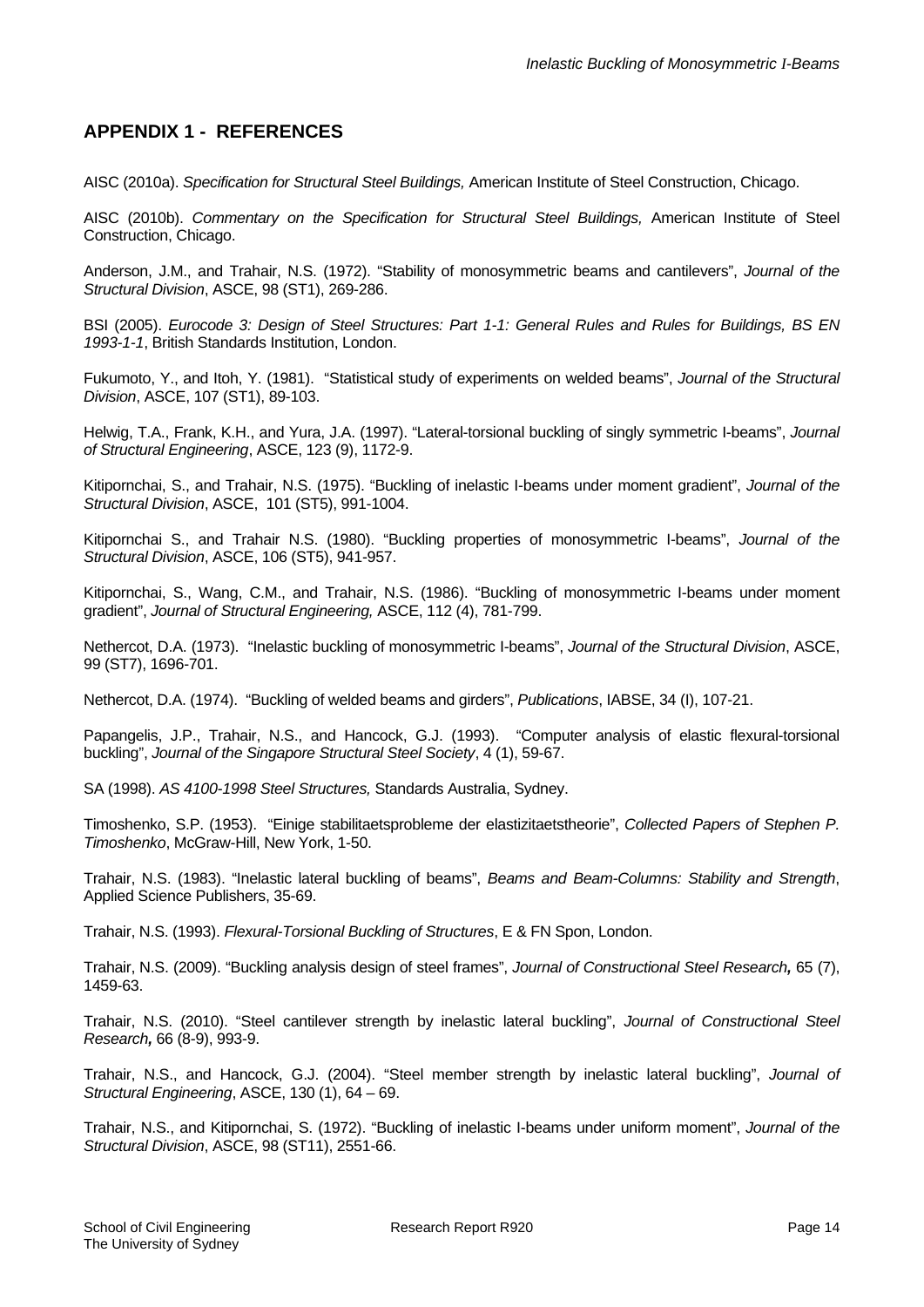## APPENDIX 1 - REFERENCES

AISC (2010a). *Specification for Structural Steel Buildings,* American Institute of Steel Construction, Chicago.

AISC (2010b). *Commentary on the Specification for Structural Steel Buildings,* American Institute of Steel Construction, Chicago.

Anderson, J.M., and Trahair, N.S. (1972). "Stability of monosymmetric beams and cantilevers", *Journal of the Structural Division*, ASCE, 98 (ST1), 269-286.

BSI (2005). *Eurocode 3: Design of Steel Structures: Part 1-1: General Rules and Rules for Buildings, BS EN 1993-1-1*, British Standards Institution, London.

Fukumoto, Y., and Itoh, Y. (1981). "Statistical study of experiments on welded beams", *Journal of the Structural Division*, ASCE, 107 (ST1), 89-103.

Helwig, T.A., Frank, K.H., and Yura, J.A. (1997). "Lateral-torsional buckling of singly symmetric I-beams", *Journal of Structural Engineering*, ASCE, 123 (9), 1172-9.

Kitipornchai, S., and Trahair, N.S. (1975). "Buckling of inelastic I-beams under moment gradient", *Journal of the Structural Division*, ASCE, 101 (ST5), 991-1004.

Kitipornchai S., and Trahair N.S. (1980). "Buckling properties of monosymmetric I-beams", *Journal of the Structural Division*, ASCE, 106 (ST5), 941-957.

Kitipornchai, S., Wang, C.M., and Trahair, N.S. (1986). "Buckling of monosymmetric I-beams under moment gradient", *Journal of Structural Engineering,* ASCE, 112 (4), 781-799.

Nethercot, D.A. (1973). "Inelastic buckling of monosymmetric I-beams", *Journal of the Structural Division*, ASCE, 99 (ST7), 1696-701.

Nethercot, D.A. (1974). "Buckling of welded beams and girders", *Publications*, IABSE, 34 (I), 107-21.

Papangelis, J.P., Trahair, N.S., and Hancock, G.J. (1993). "Computer analysis of elastic flexural-torsional buckling", *Journal of the Singapore Structural Steel Society*, 4 (1), 59-67.

SA (1998). *AS 4100-1998 Steel Structures,* Standards Australia, Sydney.

Timoshenko, S.P. (1953). "Einige stabilitaetsprobleme der elastizitaetstheorie", *Collected Papers of Stephen P. Timoshenko*, McGraw-Hill, New York, 1-50.

Trahair, N.S. (1983). "Inelastic lateral buckling of beams", *Beams and Beam-Columns: Stability and Strength*, Applied Science Publishers, 35-69.

Trahair, N.S. (1993). *Flexural-Torsional Buckling of Structures*, E & FN Spon, London.

Trahair, N.S. (2009). "Buckling analysis design of steel frames", *Journal of Constructional Steel Research,* 65 (7), 1459-63.

Trahair, N.S. (2010). "Steel cantilever strength by inelastic lateral buckling", *Journal of Constructional Steel Research,* 66 (8-9), 993-9.

Trahair, N.S., and Hancock, G.J. (2004). "Steel member strength by inelastic lateral buckling", *Journal of Structural Engineering*, ASCE, 130 (1), 64 – 69.

Trahair, N.S., and Kitipornchai, S. (1972). "Buckling of inelastic I-beams under uniform moment", *Journal of the Structural Division*, ASCE, 98 (ST11), 2551-66.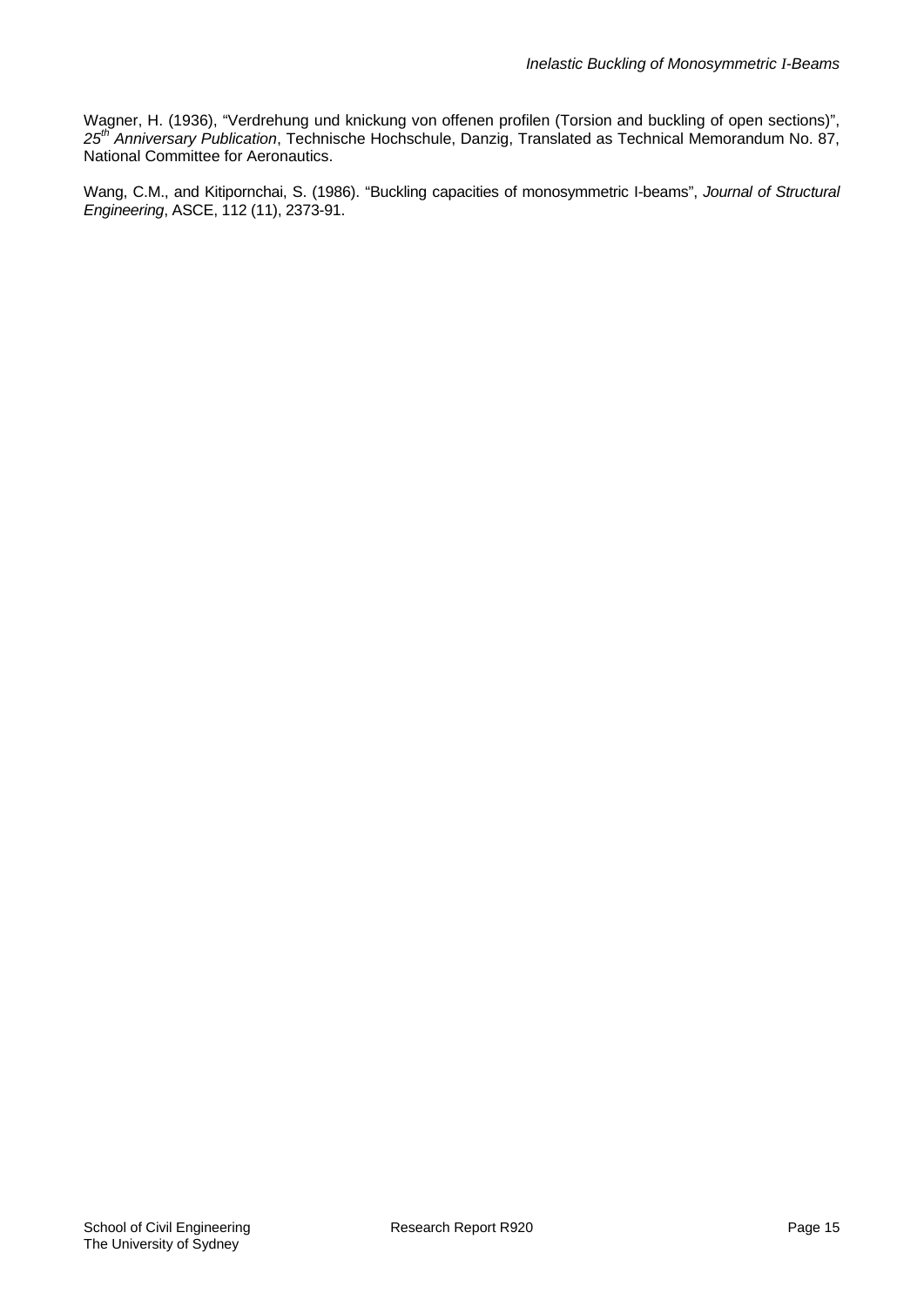Wagner, H. (1936), "Verdrehung und knickung von offenen profilen (Torsion and buckling of open sections)", *25th Anniversary Publication*, Technische Hochschule, Danzig, Translated as Technical Memorandum No. 87, National Committee for Aeronautics.

Wang, C.M., and Kitipornchai, S. (1986). "Buckling capacities of monosymmetric I-beams", *Journal of Structural Engineering*, ASCE, 112 (11), 2373-91.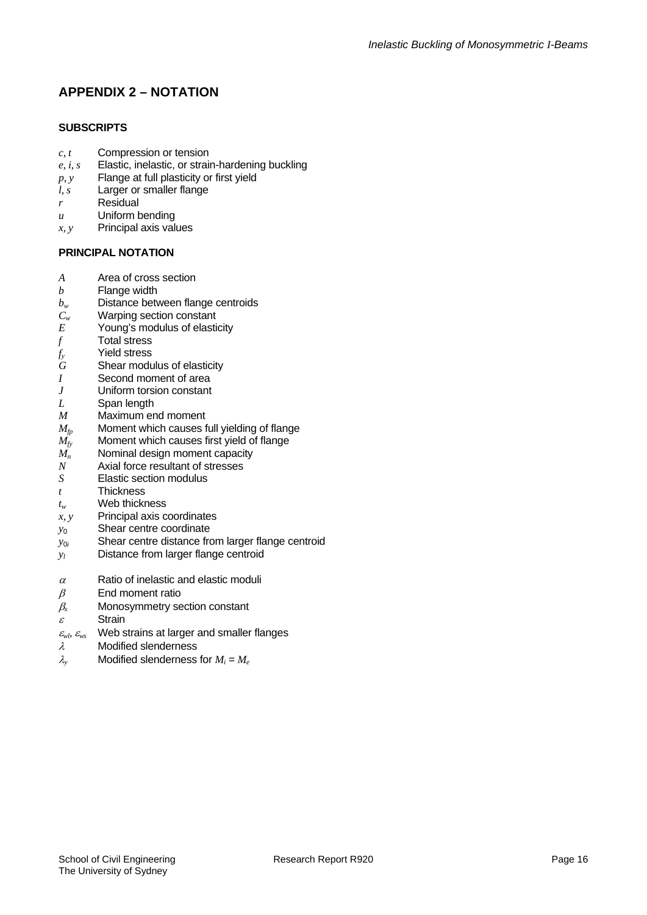## APPENDIX 2 – NOTATION

### SUBSCRIPTS

| | |
|---|---|
| $c, t$ | Compression or tension |
| $e, i, s$ | Elastic, inelastic, or strain-hardening buckling |
| $p, y$ | Flange at full plasticity or first yield |
| $l, s$ | Larger or smaller flange |
| $r$ | Residual |
| $u$ | Uniform bending |
| $x, y$ | Principal axis values |

### PRINCIPAL NOTATION

| | |
|---|---|
| $A$ | Area of cross section |
| $b$ | Flange width |
| $b_w$ | Distance between flange centroids |
| $C_w$ | Warping section constant |
| $E$ | Young's modulus of elasticity |
| $f$ | Total stress |
| $f_y$ | Yield stress |
| $G$ | Shear modulus of elasticity |
| $I$ | Second moment of area |
| $J$ | Uniform torsion constant |
| $L$ | Span length |
| $M$ | Maximum end moment |
| $M_{fp}$ | Moment which causes full yielding of flange |
| $M_{fy}$ | Moment which causes first yield of flange |
| $M_n$ | Nominal design moment capacity |
| $N$ | Axial force resultant of stresses |
| $S$ | Elastic section modulus |
| $t$ | Thickness |
| $t_w$ | Web thickness |
| $x, y$ | Principal axis coordinates |
| $y_0$ | Shear centre coordinate |
| $y_{0l}$ | Shear centre distance from larger flange centroid |
| $y_l$ | Distance from larger flange centroid |
| | |
| $\alpha$ | Ratio of inelastic and elastic moduli |
| $\beta$ | End moment ratio |
| $\beta_x$ | Monosymmetry section constant |
| $\varepsilon$ | Strain |
| $\varepsilon_{wl}, \varepsilon_{ws}$ | Web strains at larger and smaller flanges |
| $\lambda$ | Modified slenderness |
| $\lambda_y$ | Modified slenderness for $M_i = M_e$ |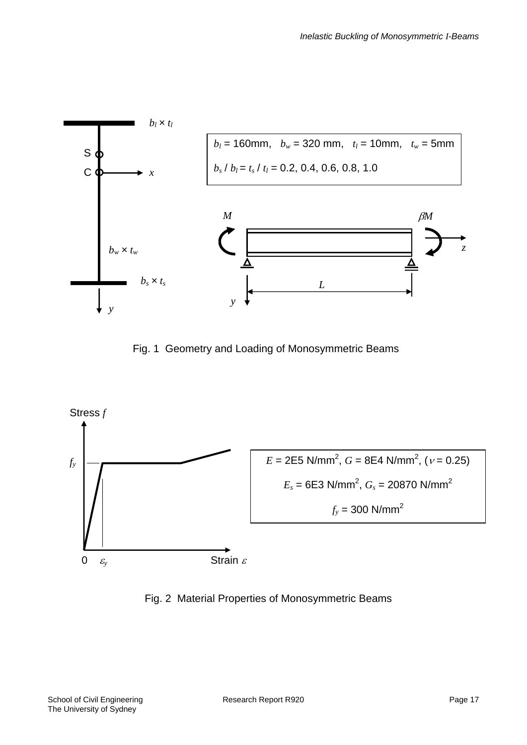$b_l$ = 160mm, $b_w$ = 320 mm, $t_l$ = 10mm, $t_w$ = 5mm

$b_s / b_l = t_s / t_l$ = 0.2, 0.4, 0.6, 0.8, 1.0

Fig. 1 Geometry and Loading of Monosymmetric Beams

$E$ = 2E5 N/mm$^2$, $G$ = 8E4 N/mm$^2$, ($\nu$ = 0.25)

$E_s$ = 6E3 N/mm$^2$, $G_s$ = 20870 N/mm$^2$

$f_y$ = 300 N/mm$^2$

Fig. 2 Material Properties of Monosymmetric Beams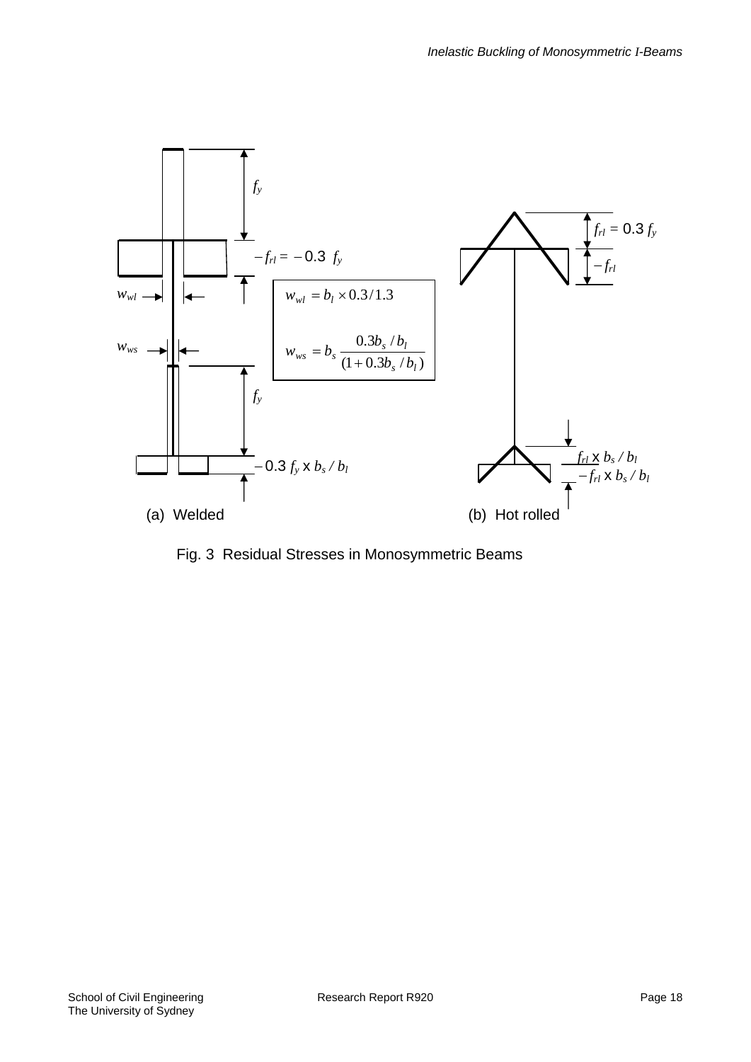$f_y$

$-f_{rl} = -0.3\ f_y$

$w_{wl}$

$w_{ws}$

$$w_{wl} = b_l \times 0.3/1.3$$

$$w_{ws} = b_s \frac{0.3 b_s / b_l}{(1 + 0.3 b_s / b_l)}$$

$f_y$

$-0.3\ f_y \times b_s / b_l$

(a) Welded

$f_{rl} = 0.3\ f_y$

$-f_{rl}$

$f_{rl} \times b_s / b_l$

$-f_{rl} \times b_s / b_l$

(b) Hot rolled

Fig. 3 Residual Stresses in Monosymmetric Beams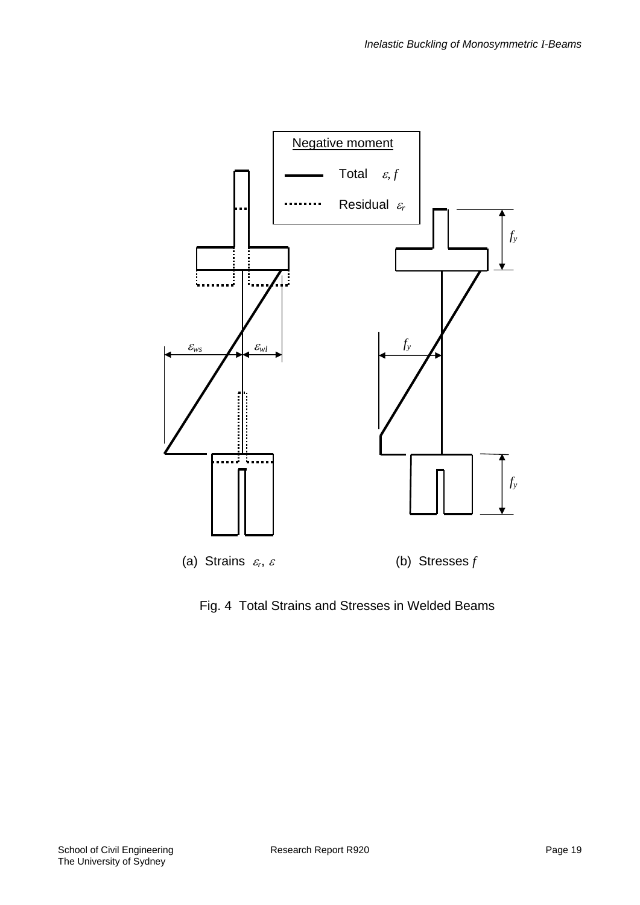Negative moment

Total $\varepsilon, f$

Residual $\varepsilon_r$

$\varepsilon_{ws}$ $\varepsilon_{wl}$

$f_y$

$f_y$

$f_y$

(a) Strains $\varepsilon_r$, $\varepsilon$

(b) Stresses $f$

Fig. 4 Total Strains and Stresses in Welded Beams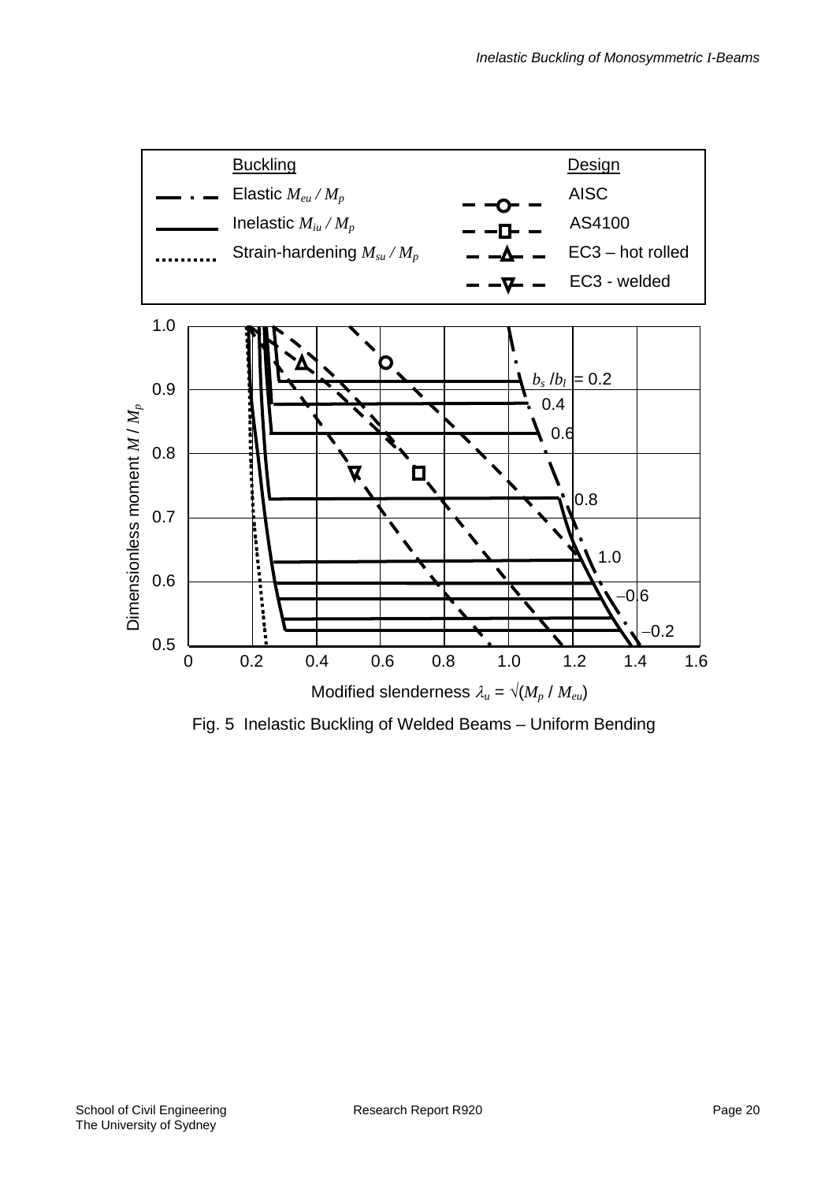Buckling

Elastic $M_{eu} / M_p$

Inelastic $M_{iu} / M_p$

Strain-hardening $M_{su} / M_p$

Design

AISC

AS4100

EC3 – hot rolled

EC3 - welded

$b_s / b_l$ = 0.2

0.4

0.6

0.8

1.0

–0.6

–0.2

Dimensionless moment $M / M_p$

Modified slenderness $\lambda_u = \sqrt{(M_p / M_{eu})}$

Fig. 5 Inelastic Buckling of Welded Beams – Uniform Bending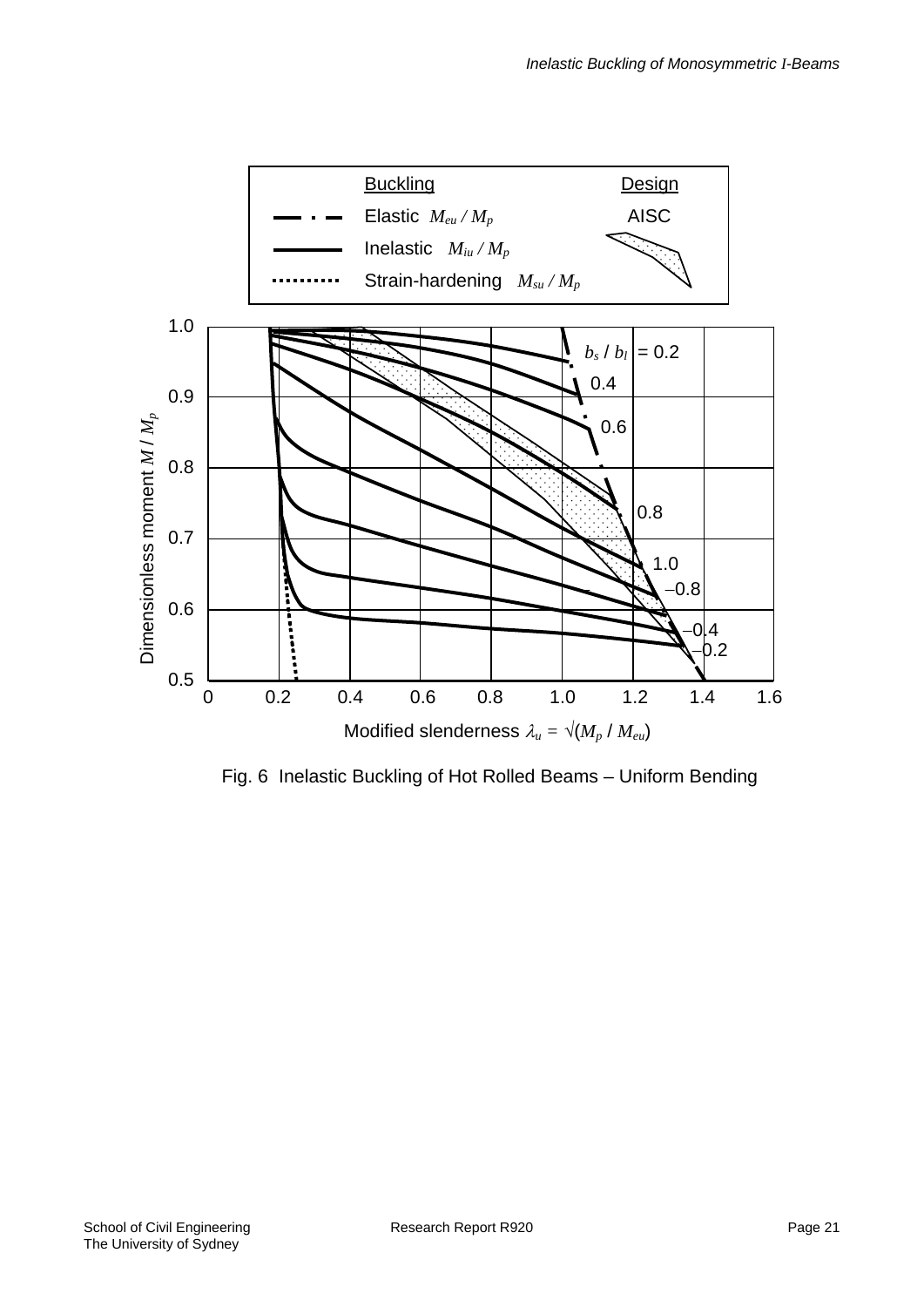| Buckling | | Design |
| --- | --- | --- |
| Elastic | $M_{eu} / M_p$ | AISC |
| Inelastic | $M_{iu} / M_p$ | |
| Strain-hardening | $M_{su} / M_p$ | |

Dimensionless moment $M / M_p$

Modified slenderness $\lambda_u = \sqrt{(M_p / M_{eu})}$

$b_s / b_l$ = 0.2, 0.4, 0.6, 0.8, 1.0, –0.8, –0.4, –0.2

Fig. 6 Inelastic Buckling of Hot Rolled Beams – Uniform Bending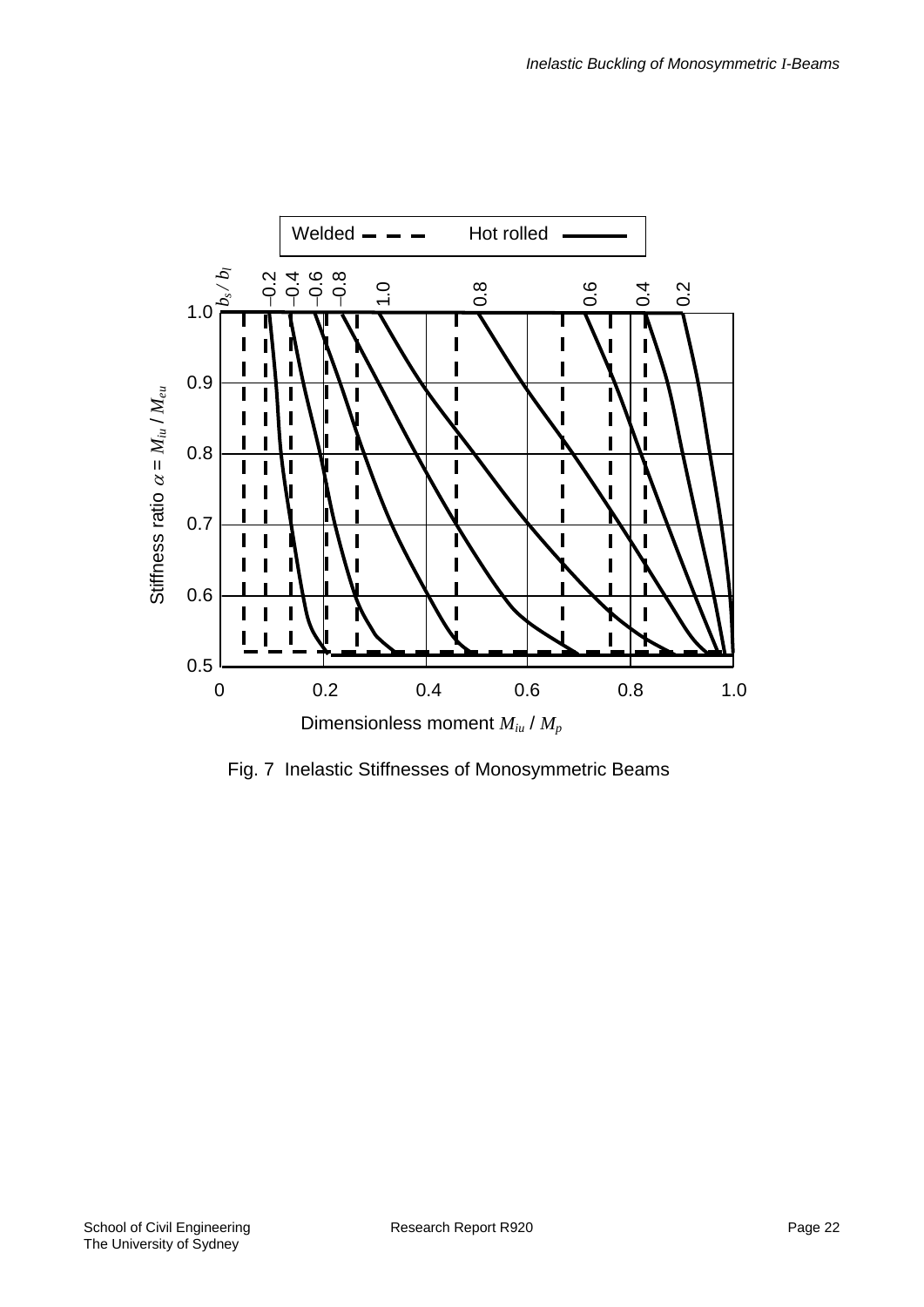Fig. 7 Inelastic Stiffnesses of Monosymmetric Beams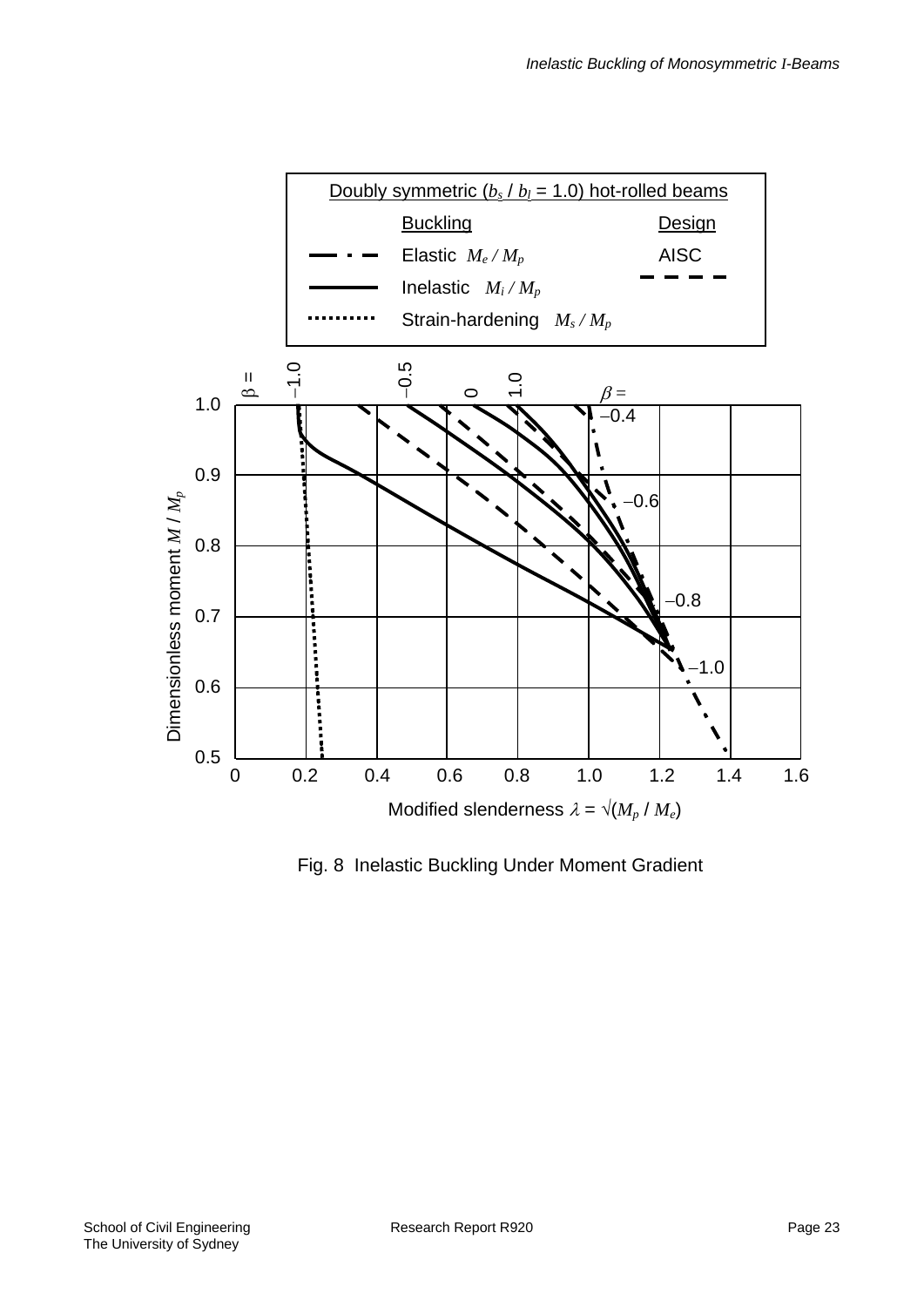Doubly symmetric ($b_s$ / $b_l$ = 1.0) hot-rolled beams

| Buckling | | Design |
|---|---|---|
| Elastic $M_e / M_p$ | | AISC |
| Inelastic $M_i / M_p$ | | |
| Strain-hardening $M_s / M_p$ | | |

$\beta$ = −1.0, −0.5, 0, 1.0

$\beta$ = −0.4, −0.6, −0.8, −1.0

Dimensionless moment $M$ / $M_p$

Modified slenderness $\lambda = \sqrt{(M_p / M_e)}$

Fig. 8 Inelastic Buckling Under Moment Gradient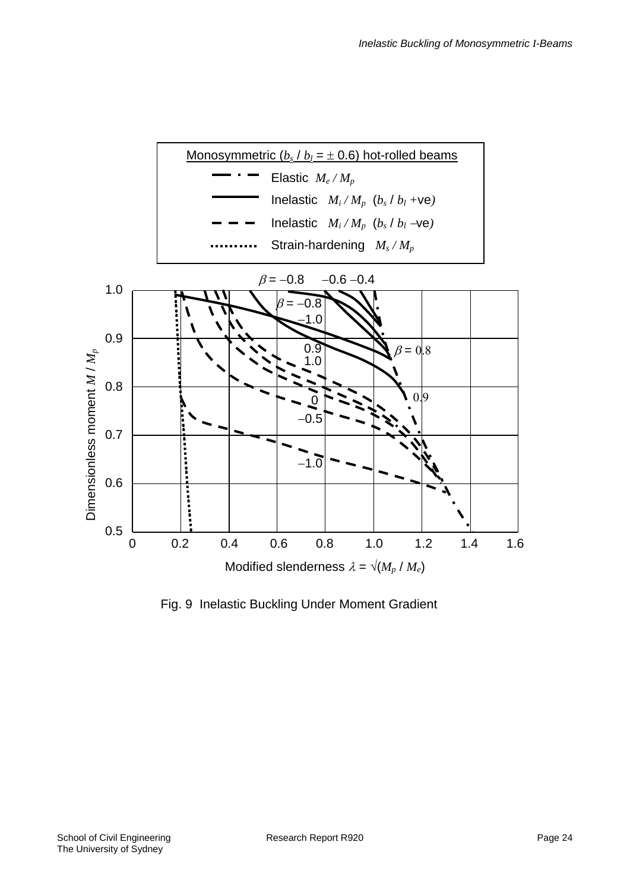Fig. 9 Inelastic Buckling Under Moment Gradient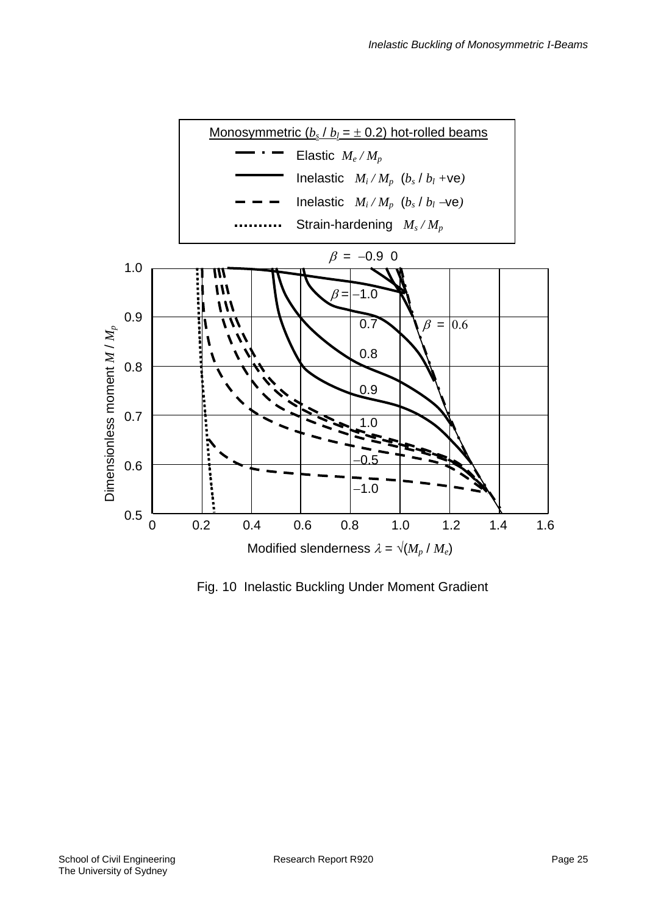Monosymmetric ($b_s$ / $b_l$ = ± 0.2) hot-rolled beams

- Elastic $M_e / M_p$
- Inelastic $M_i / M_p$ ($b_s$ / $b_l$ +ve)
- Inelastic $M_i / M_p$ ($b_s$ / $b_l$ –ve)
- Strain-hardening $M_s / M_p$

$\beta$ = –0.9 0

$\beta$ = –1.0

0.7

$\beta$ = 0.6

0.8

0.9

1.0

–0.5

–1.0

Dimensionless moment $M$ / $M_p$

Modified slenderness $\lambda = \sqrt{(M_p / M_e)}$

Fig. 10 Inelastic Buckling Under Moment Gradient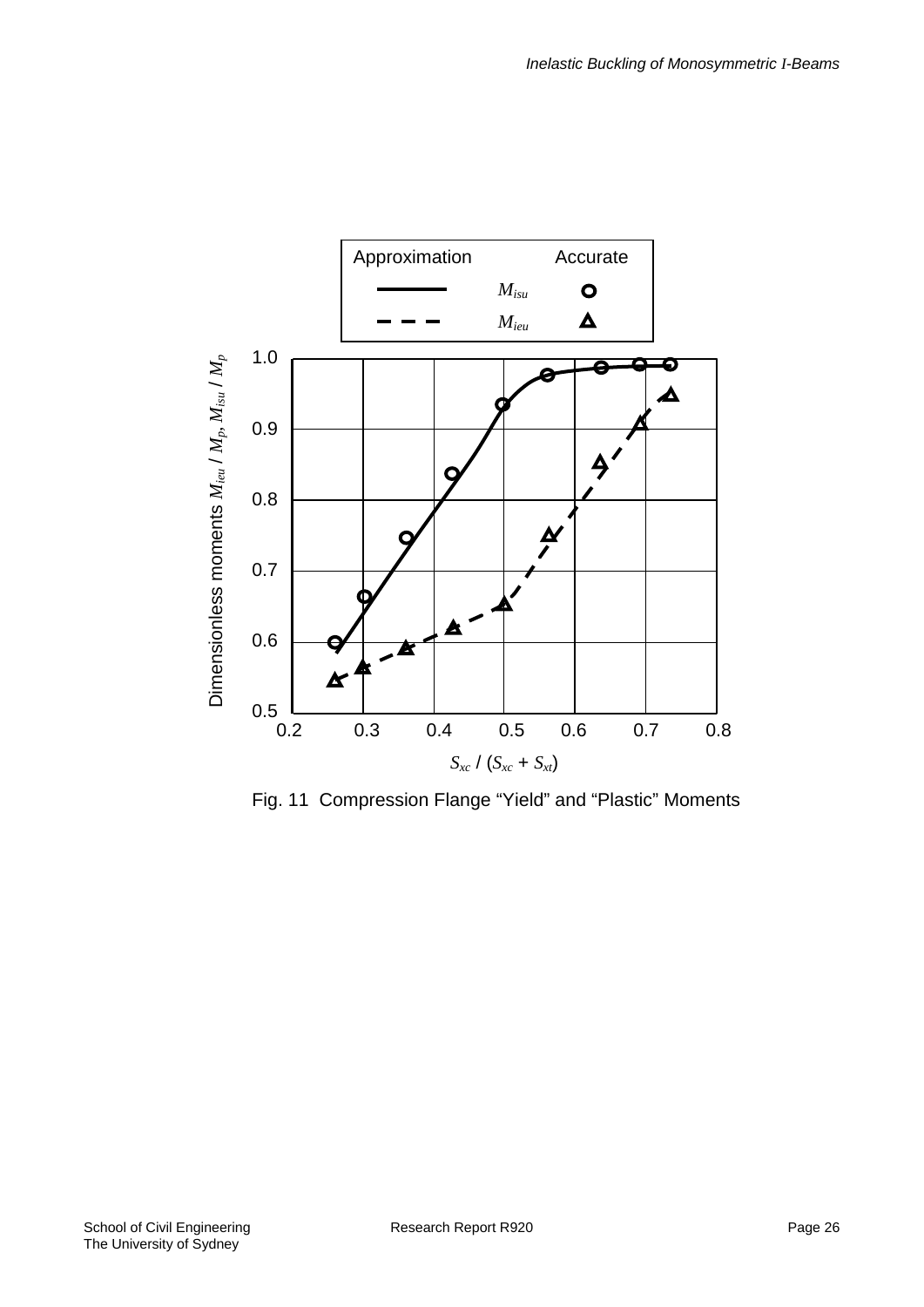Approximation

Accurate

$M_{isu}$

$M_{ieu}$

1.0

0.9

0.8

0.7

0.6

0.5

0.2

0.3

0.4

0.5

0.6

0.7

0.8

Dimensionless moments $M_{ieu}$ / $M_p$, $M_{isu}$ / $M_p$

$S_{xc}$ / ($S_{xc}$ + $S_{xt}$)

Fig. 11 Compression Flange “Yield” and “Plastic” Moments